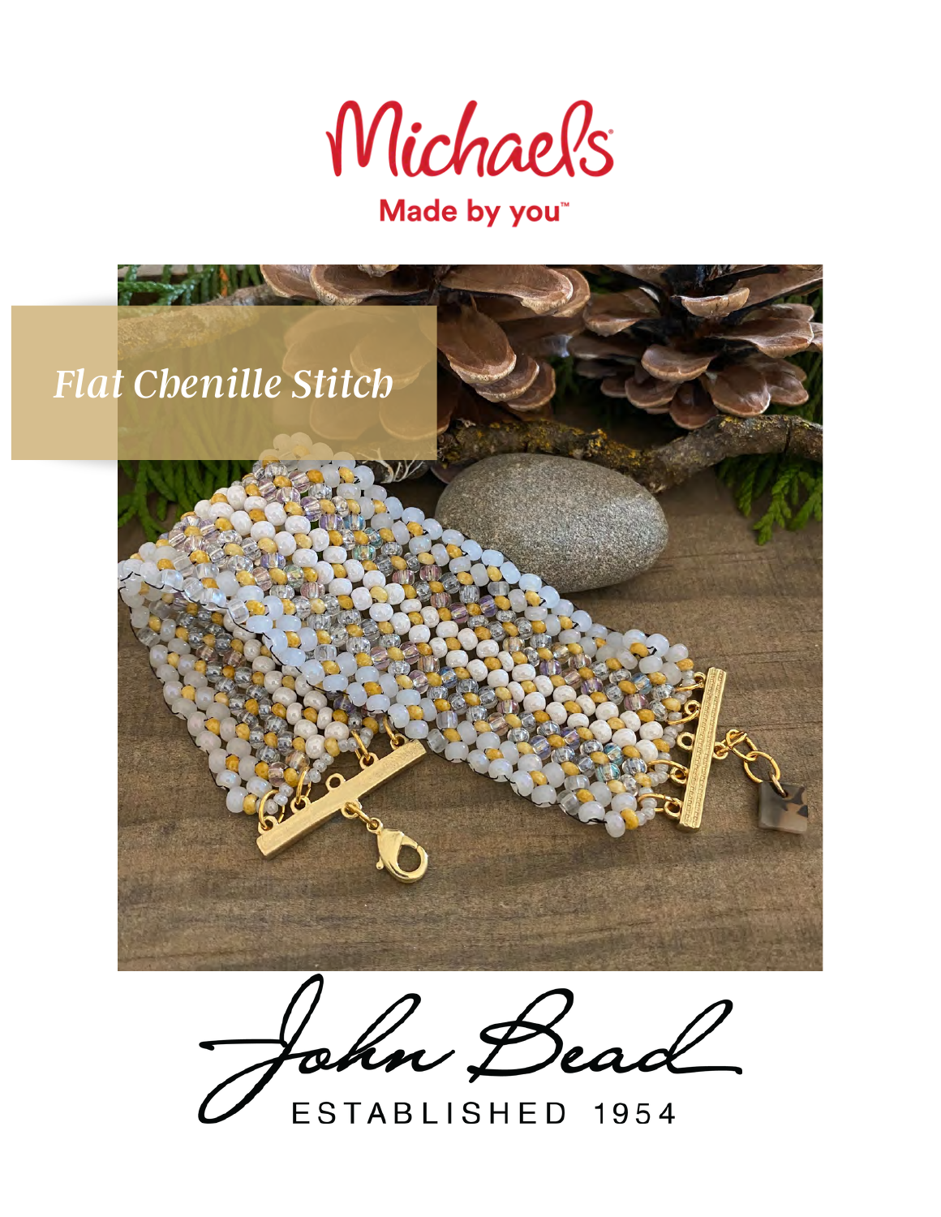Michaels

Made by you™

# Flat Chenille Stitch

John Bead

ESTABLISHED 1954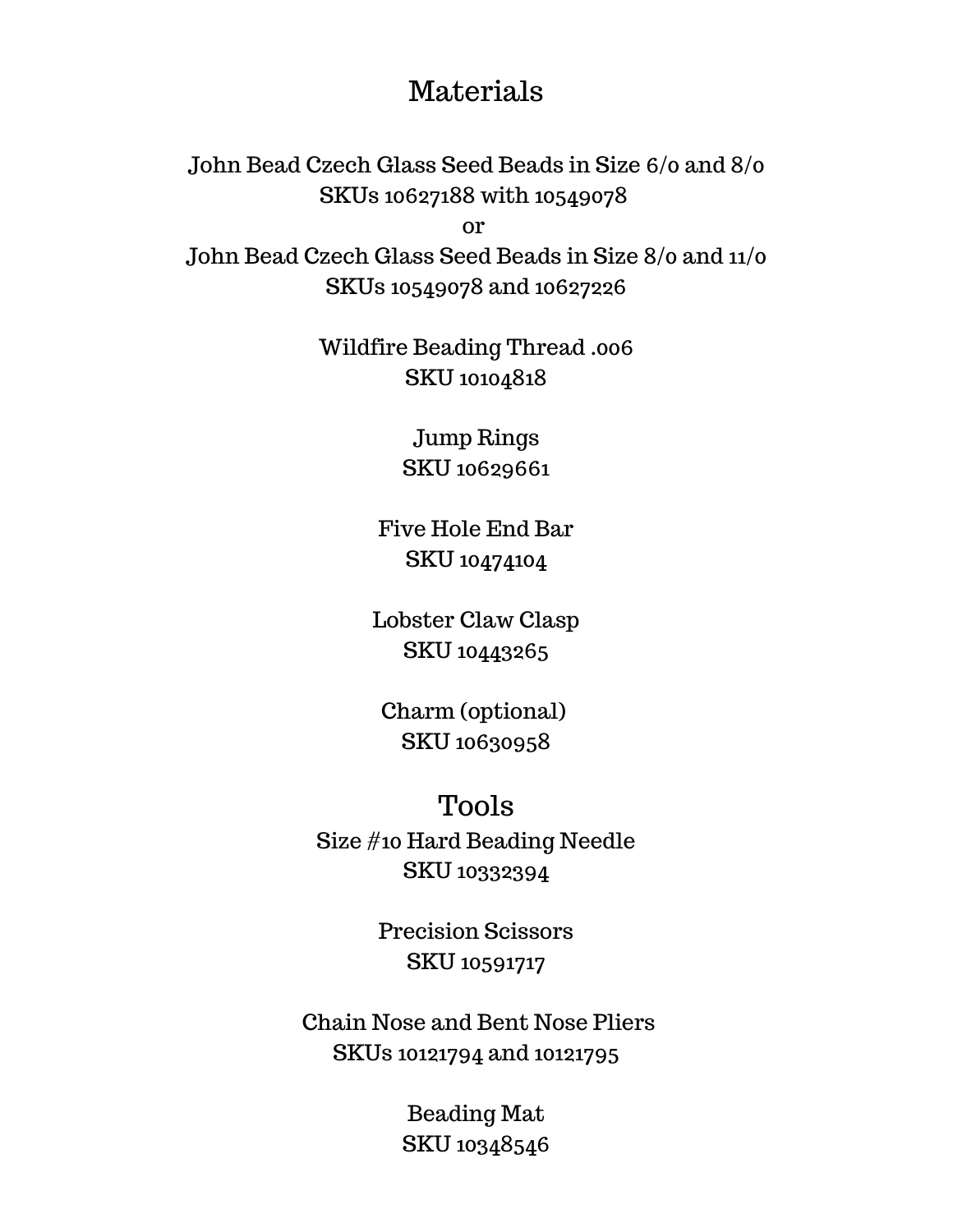# Materials

John Bead Czech Glass Seed Beads in Size 6/0 and 8/0
SKUs 10627188 with 10549078
or
John Bead Czech Glass Seed Beads in Size 8/0 and 11/0
SKUs 10549078 and 10627226

Wildfire Beading Thread .006
SKU 10104818

Jump Rings
SKU 10629661

Five Hole End Bar
SKU 10474104

Lobster Claw Clasp
SKU 10443265

Charm (optional)
SKU 10630958

# Tools

Size #10 Hard Beading Needle
SKU 10332394

Precision Scissors
SKU 10591717

Chain Nose and Bent Nose Pliers
SKUs 10121794 and 10121795

Beading Mat
SKU 10348546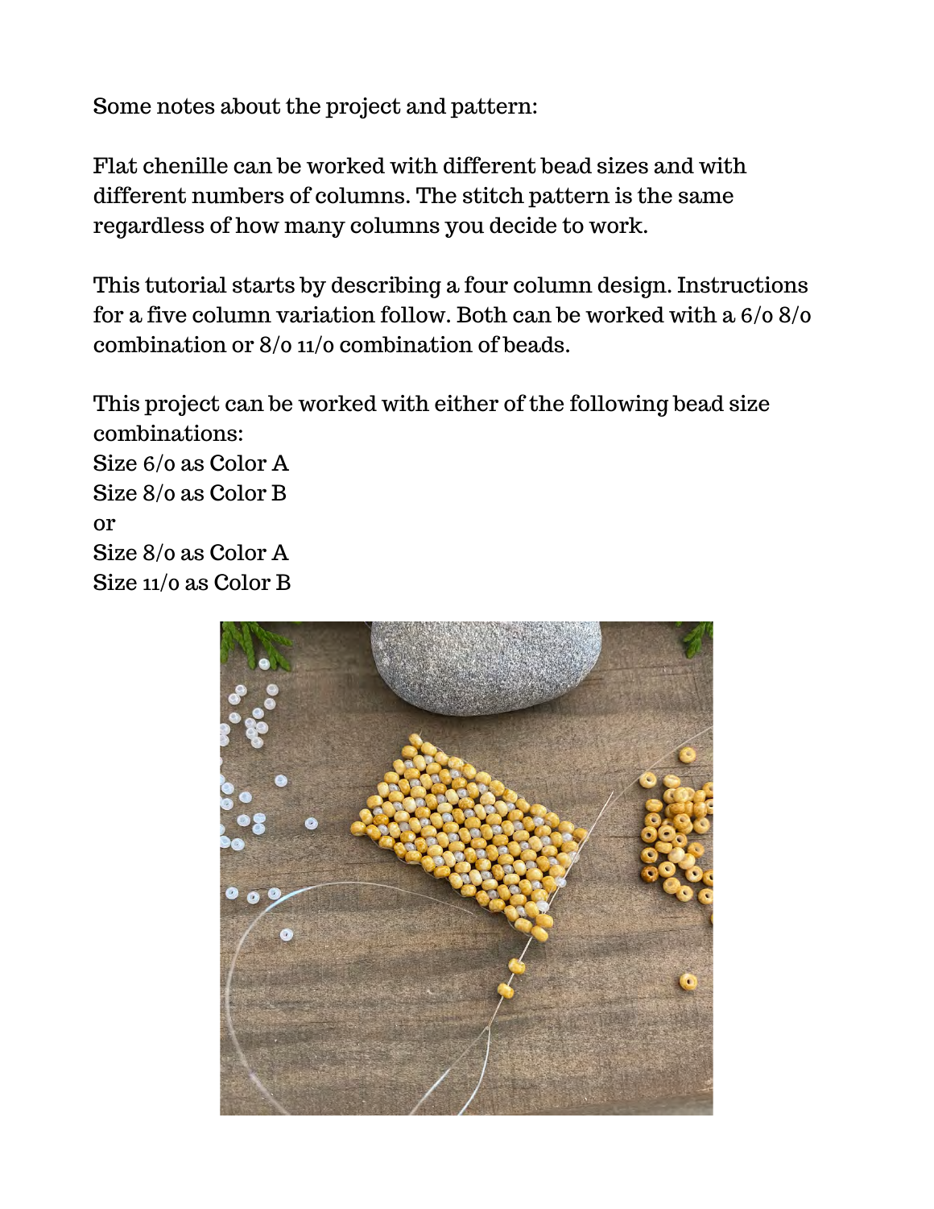Some notes about the project and pattern:

Flat chenille can be worked with different bead sizes and with different numbers of columns. The stitch pattern is the same regardless of how many columns you decide to work.

This tutorial starts by describing a four column design. Instructions for a five column variation follow. Both can be worked with a 6/0 8/0 combination or 8/0 11/0 combination of beads.

This project can be worked with either of the following bead size combinations:
Size 6/0 as Color A
Size 8/0 as Color B
or
Size 8/0 as Color A
Size 11/0 as Color B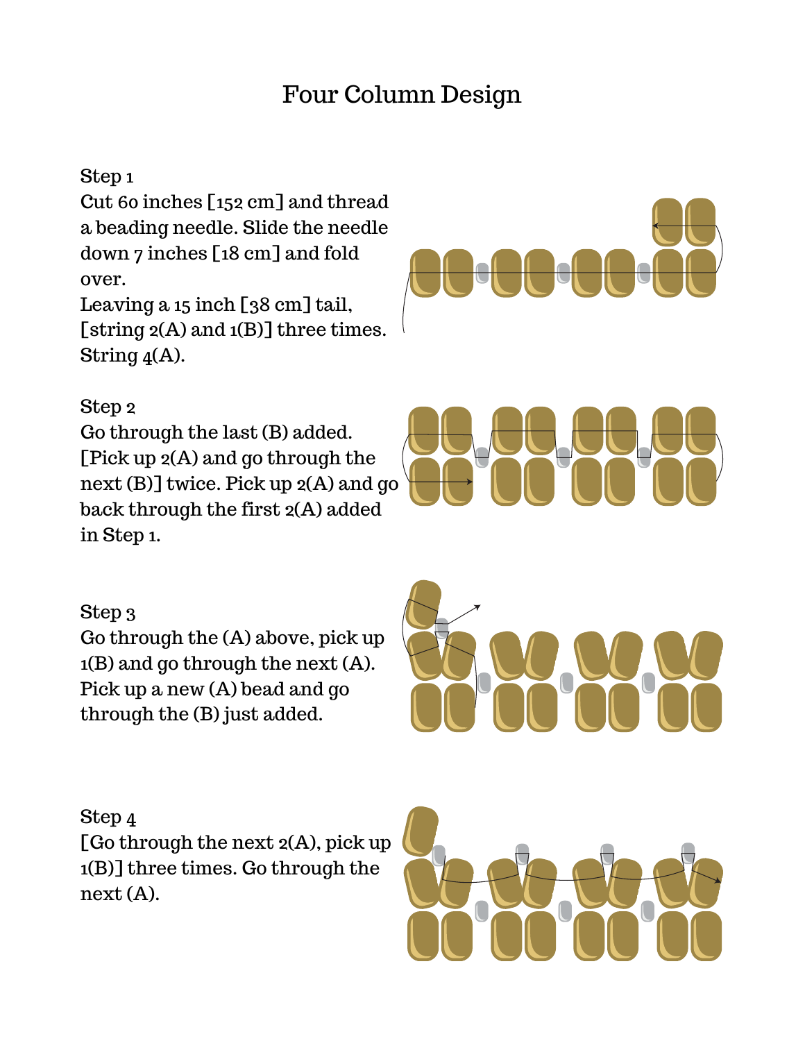# Four Column Design

### Step 1

Cut 60 inches [152 cm] and thread a beading needle. Slide the needle down 7 inches [18 cm] and fold over.
Leaving a 15 inch [38 cm] tail, [string 2(A) and 1(B)] three times. String 4(A).

### Step 2

Go through the last (B) added. [Pick up 2(A) and go through the next (B)] twice. Pick up 2(A) and go back through the first 2(A) added in Step 1.

### Step 3

Go through the (A) above, pick up 1(B) and go through the next (A). Pick up a new (A) bead and go through the (B) just added.

### Step 4

[Go through the next 2(A), pick up 1(B)] three times. Go through the next (A).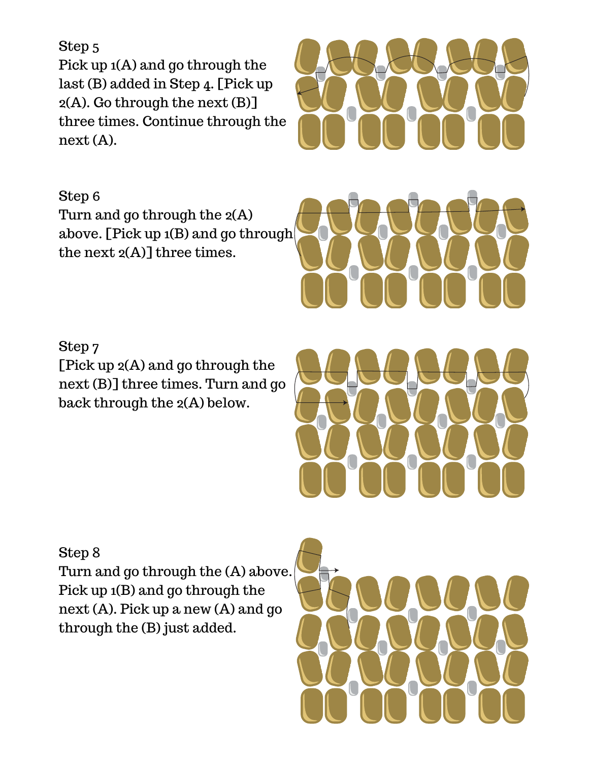Step 5

Pick up 1(A) and go through the last (B) added in Step 4. [Pick up 2(A). Go through the next (B)] three times. Continue through the next (A).

Step 6

Turn and go through the 2(A) above. [Pick up 1(B) and go through the next 2(A)] three times.

Step 7

[Pick up 2(A) and go through the next (B)] three times. Turn and go back through the 2(A) below.

Step 8

Turn and go through the (A) above. Pick up 1(B) and go through the next (A). Pick up a new (A) and go through the (B) just added.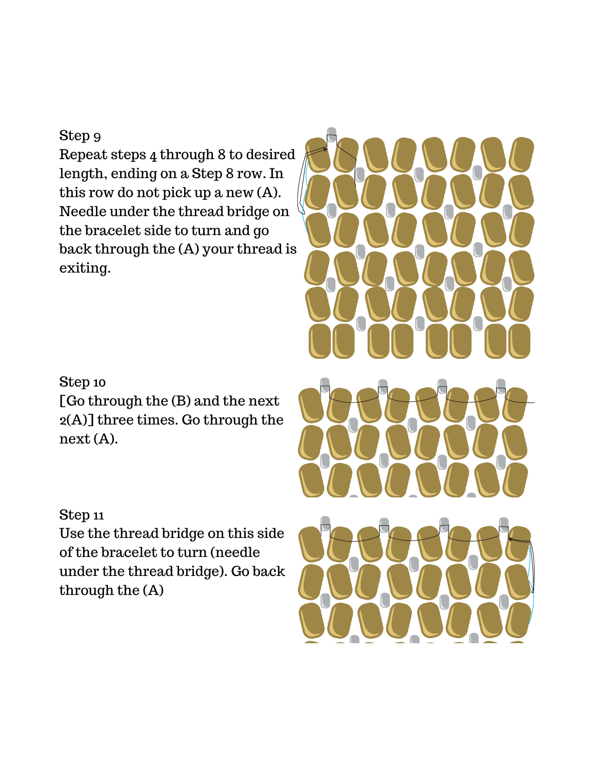Step 9

Repeat steps 4 through 8 to desired length, ending on a Step 8 row. In this row do not pick up a new (A). Needle under the thread bridge on the bracelet side to turn and go back through the (A) your thread is exiting.

Step 10

[Go through the (B) and the next 2(A)] three times. Go through the next (A).

Step 11

Use the thread bridge on this side of the bracelet to turn (needle under the thread bridge). Go back through the (A)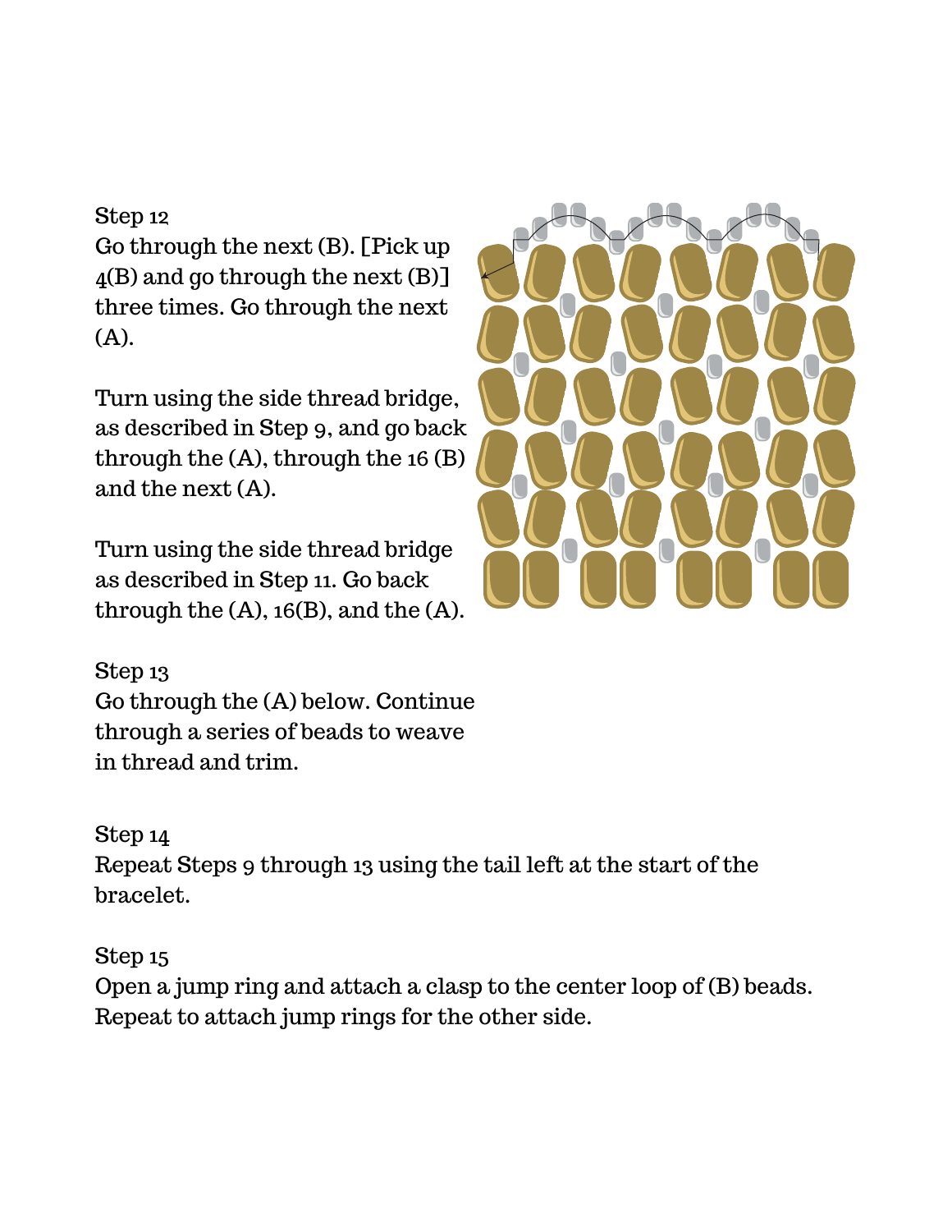Step 12

Go through the next (B). [Pick up 4(B) and go through the next (B)] three times. Go through the next (A).

Turn using the side thread bridge, as described in Step 9, and go back through the (A), through the 16 (B) and the next (A).

Turn using the side thread bridge as described in Step 11. Go back through the (A), 16(B), and the (A).

Step 13

Go through the (A) below. Continue through a series of beads to weave in thread and trim.

Step 14

Repeat Steps 9 through 13 using the tail left at the start of the bracelet.

Step 15

Open a jump ring and attach a clasp to the center loop of (B) beads. Repeat to attach jump rings for the other side.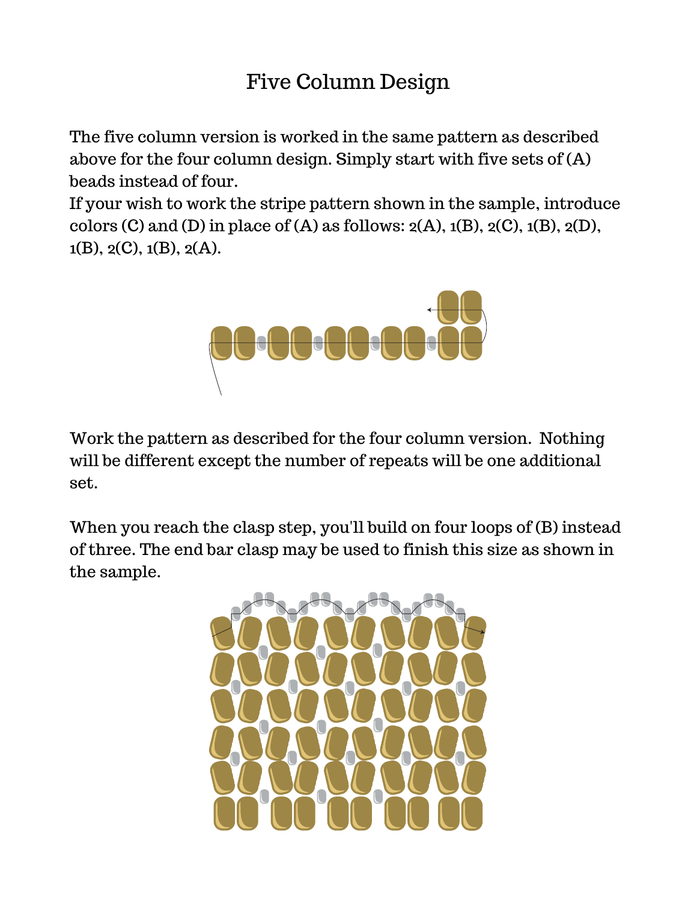# Five Column Design

The five column version is worked in the same pattern as described above for the four column design. Simply start with five sets of (A) beads instead of four.

If your wish to work the stripe pattern shown in the sample, introduce colors (C) and (D) in place of (A) as follows: 2(A), 1(B), 2(C), 1(B), 2(D), 1(B), 2(C), 1(B), 2(A).

Work the pattern as described for the four column version. Nothing will be different except the number of repeats will be one additional set.

When you reach the clasp step, you'll build on four loops of (B) instead of three. The end bar clasp may be used to finish this size as shown in the sample.